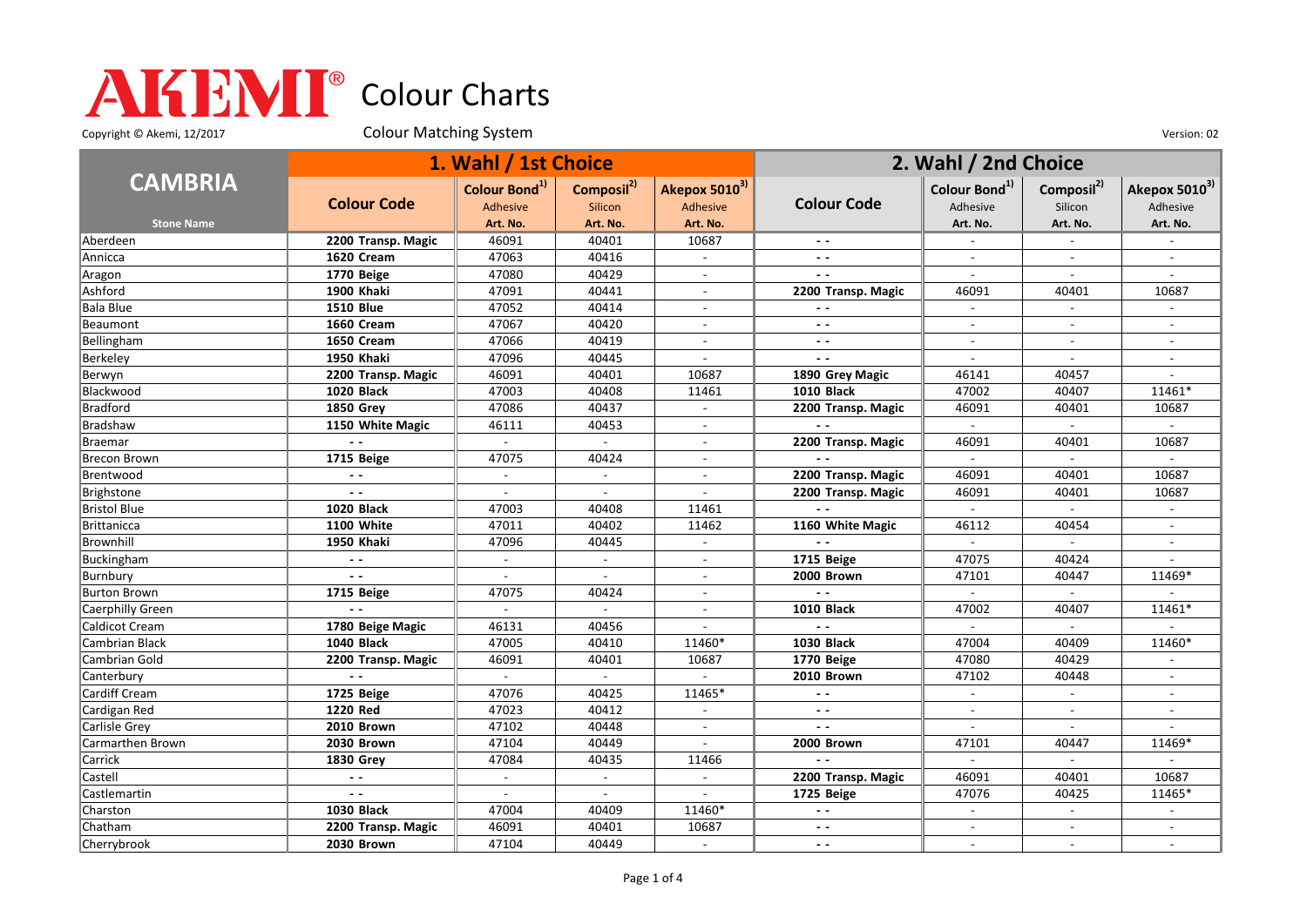# AKEMI® Colour Charts

Copyright © Akemi, 12/2017

Colour Matching System

Version: 02

| CAMBRIA | 1. Wahl / 1st Choice | | | | 2. Wahl / 2nd Choice | | | |
|---|---|---|---|---|---|---|---|---|
| | Colour Code | Colour Bond[1) ] Adhesive | Composil[2)] Silicon | Akepox 5010[3)] Adhesive | Colour Code | Colour Bond[1)] Adhesive | Composil[2)] Silicon | Akepox 5010[3)] Adhesive |
| Stone Name | | Art. No. | Art. No. | Art. No. | | Art. No. | Art. No. | Art. No. |
| Aberdeen | **2200 Transp. Magic** | 46091 | 40401 | 10687 | - - | - | - | - |
| Annicca | **1620 Cream** | 47063 | 40416 | - | - - | - | - | - |
| Aragon | **1770 Beige** | 47080 | 40429 | - | - - | - | - | - |
| Ashford | **1900 Khaki** | 47091 | 40441 | - | **2200 Transp. Magic** | 46091 | 40401 | 10687 |
| Bala Blue | **1510 Blue** | 47052 | 40414 | - | - - | - | - | - |
| Beaumont | **1660 Cream** | 47067 | 40420 | - | - - | - | - | - |
| Bellingham | **1650 Cream** | 47066 | 40419 | - | - - | - | - | - |
| Berkeley | **1950 Khaki** | 47096 | 40445 | - | - - | - | - | - |
| Berwyn | **2200 Transp. Magic** | 46091 | 40401 | 10687 | **1890 Grey Magic** | 46141 | 40457 | - |
| Blackwood | **1020 Black** | 47003 | 40408 | 11461 | **1010 Black** | 47002 | 40407 | 11461* |
| Bradford | **1850 Grey** | 47086 | 40437 | - | **2200 Transp. Magic** | 46091 | 40401 | 10687 |
| Bradshaw | **1150 White Magic** | 46111 | 40453 | - | - - | - | - | - |
| Braemar | - - | - | - | - | **2200 Transp. Magic** | 46091 | 40401 | 10687 |
| Brecon Brown | **1715 Beige** | 47075 | 40424 | - | - - | - | - | - |
| Brentwood | - - | - | - | - | **2200 Transp. Magic** | 46091 | 40401 | 10687 |
| Brighstone | - - | - | - | - | **2200 Transp. Magic** | 46091 | 40401 | 10687 |
| Bristol Blue | **1020 Black** | 47003 | 40408 | 11461 | - - | - | - | - |
| Brittanicca | **1100 White** | 47011 | 40402 | 11462 | **1160 White Magic** | 46112 | 40454 | - |
| Brownhill | **1950 Khaki** | 47096 | 40445 | - | - - | - | - | - |
| Buckingham | - - | - | - | - | **1715 Beige** | 47075 | 40424 | - |
| Burnbury | - - | - | - | - | **2000 Brown** | 47101 | 40447 | 11469* |
| Burton Brown | **1715 Beige** | 47075 | 40424 | - | - - | - | - | - |
| Caerphilly Green | - - | - | - | - | **1010 Black** | 47002 | 40407 | 11461* |
| Caldicot Cream | **1780 Beige Magic** | 46131 | 40456 | - | - - | - | - | - |
| Cambrian Black | **1040 Black** | 47005 | 40410 | 11460* | **1030 Black** | 47004 | 40409 | 11460* |
| Cambrian Gold | **2200 Transp. Magic** | 46091 | 40401 | 10687 | **1770 Beige** | 47080 | 40429 | - |
| Canterbury | - - | - | - | - | **2010 Brown** | 47102 | 40448 | - |
| Cardiff Cream | **1725 Beige** | 47076 | 40425 | 11465* | - - | - | - | - |
| Cardigan Red | **1220 Red** | 47023 | 40412 | - | - - | - | - | - |
| Carlisle Grey | **2010 Brown** | 47102 | 40448 | - | - - | - | - | - |
| Carmarthen Brown | **2030 Brown** | 47104 | 40449 | - | **2000 Brown** | 47101 | 40447 | 11469* |
| Carrick | **1830 Grey** | 47084 | 40435 | 11466 | - - | - | - | - |
| Castell | - - | - | - | - | **2200 Transp. Magic** | 46091 | 40401 | 10687 |
| Castlemartin | - - | - | - | - | **1725 Beige** | 47076 | 40425 | 11465* |
| Charston | **1030 Black** | 47004 | 40409 | 11460* | - - | - | - | - |
| Chatham | **2200 Transp. Magic** | 46091 | 40401 | 10687 | - - | - | - | - |
| Cherrybrook | **2030 Brown** | 47104 | 40449 | - | - - | - | - | - |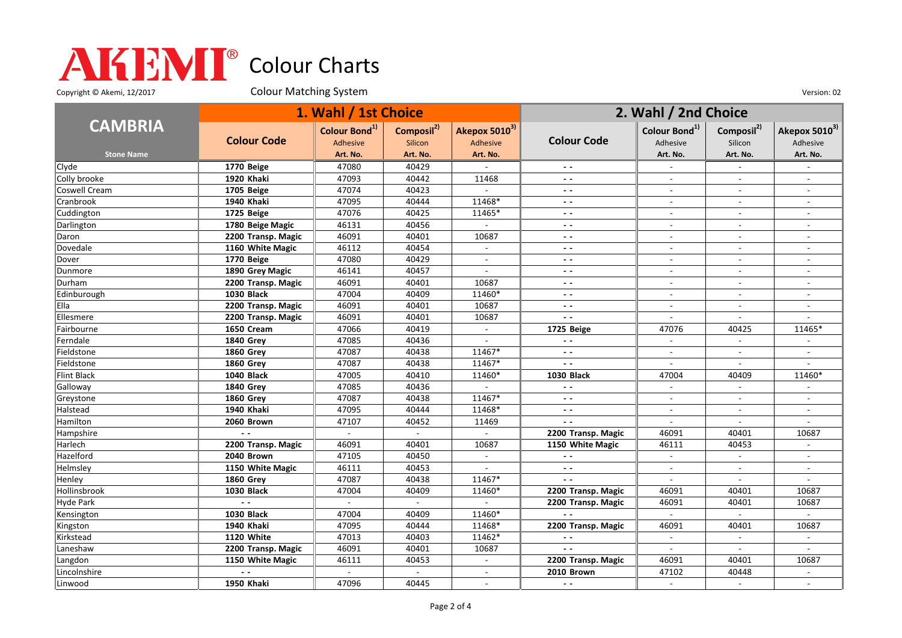# AKEMI® Colour Charts

Copyright © Akemi, 12/2017

Colour Matching System

Version: 02

| CAMBRIA | 1. Wahl / 1st Choice | | | | 2. Wahl / 2nd Choice | | | |
|---|---|---|---|---|---|---|---|---|
| | Colour Code | Colour Bond[1] Adhesive | Composil[2] Silicon | Akepox 5010[3] Adhesive | Colour Code | Colour Bond[1] Adhesive | Composil[2] Silicon | Akepox 5010[3] Adhesive |
| Stone Name | | Art. No. | Art. No. | Art. No. | | Art. No. | Art. No. | Art. No. |
| Clyde | **1770 Beige** | 47080 | 40429 | - | - - | - | - | - |
| Colly brooke | **1920 Khaki** | 47093 | 40442 | 11468 | - - | - | - | - |
| Coswell Cream | **1705 Beige** | 47074 | 40423 | - | - - | - | - | - |
| Cranbrook | **1940 Khaki** | 47095 | 40444 | 11468* | - - | - | - | - |
| Cuddington | **1725 Beige** | 47076 | 40425 | 11465* | - - | - | - | - |
| Darlington | **1780 Beige Magic** | 46131 | 40456 | - | - - | - | - | - |
| Daron | **2200 Transp. Magic** | 46091 | 40401 | 10687 | - - | - | - | - |
| Dovedale | **1160 White Magic** | 46112 | 40454 | - | - - | - | - | - |
| Dover | **1770 Beige** | 47080 | 40429 | - | - - | - | - | - |
| Dunmore | **1890 Grey Magic** | 46141 | 40457 | - | - - | - | - | - |
| Durham | **2200 Transp. Magic** | 46091 | 40401 | 10687 | - - | - | - | - |
| Edinburough | **1030 Black** | 47004 | 40409 | 11460* | - - | - | - | - |
| Ella | **2200 Transp. Magic** | 46091 | 40401 | 10687 | - - | - | - | - |
| Ellesmere | **2200 Transp. Magic** | 46091 | 40401 | 10687 | - - | - | - | - |
| Fairbourne | **1650 Cream** | 47066 | 40419 | - | **1725 Beige** | 47076 | 40425 | 11465* |
| Ferndale | **1840 Grey** | 47085 | 40436 | - | - - | - | - | - |
| Fieldstone | **1860 Grey** | 47087 | 40438 | 11467* | - - | - | - | - |
| Fieldstone | **1860 Grey** | 47087 | 40438 | 11467* | - - | - | - | - |
| Flint Black | **1040 Black** | 47005 | 40410 | 11460* | **1030 Black** | 47004 | 40409 | 11460* |
| Galloway | **1840 Grey** | 47085 | 40436 | - | - - | - | - | - |
| Greystone | **1860 Grey** | 47087 | 40438 | 11467* | - - | - | - | - |
| Halstead | **1940 Khaki** | 47095 | 40444 | 11468* | - - | - | - | - |
| Hamilton | **2060 Brown** | 47107 | 40452 | 11469 | - - | - | - | - |
| Hampshire | - - | - | - | - | **2200 Transp. Magic** | 46091 | 40401 | 10687 |
| Harlech | **2200 Transp. Magic** | 46091 | 40401 | 10687 | **1150 White Magic** | 46111 | 40453 | - |
| Hazelford | **2040 Brown** | 47105 | 40450 | - | - - | - | - | - |
| Helmsley | **1150 White Magic** | 46111 | 40453 | - | - - | - | - | - |
| Henley | **1860 Grey** | 47087 | 40438 | 11467* | - - | - | - | - |
| Hollinsbrook | **1030 Black** | 47004 | 40409 | 11460* | **2200 Transp. Magic** | 46091 | 40401 | 10687 |
| Hyde Park | - - | - | - | - | **2200 Transp. Magic** | 46091 | 40401 | 10687 |
| Kensington | **1030 Black** | 47004 | 40409 | 11460* | - - | - | - | - |
| Kingston | **1940 Khaki** | 47095 | 40444 | 11468* | **2200 Transp. Magic** | 46091 | 40401 | 10687 |
| Kirkstead | **1120 White** | 47013 | 40403 | 11462* | - - | - | - | - |
| Laneshaw | **2200 Transp. Magic** | 46091 | 40401 | 10687 | - - | - | - | - |
| Langdon | **1150 White Magic** | 46111 | 40453 | - | **2200 Transp. Magic** | 46091 | 40401 | 10687 |
| Lincolnshire | - - | - | - | - | **2010 Brown** | 47102 | 40448 | - |
| Linwood | **1950 Khaki** | 47096 | 40445 | - | - - | - | - | - |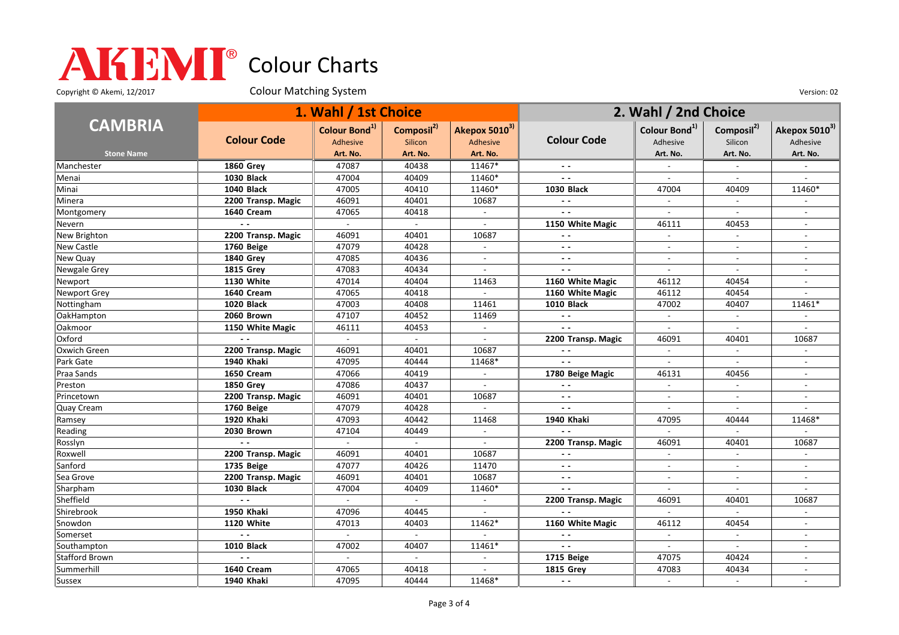# AKEMI® Colour Charts

Copyright © Akemi, 12/2017

Colour Matching System

Version: 02

| CAMBRIA | 1. Wahl / 1st Choice | | | | 2. Wahl / 2nd Choice | | | |
|---|---|---|---|---|---|---|---|---|
| Stone Name | Colour Code | Colour Bond[1] Adhesive Art. No. | Composil[2] Silicon Art. No. | Akepox 5010[3] Adhesive Art. No. | Colour Code | Colour Bond[1] Adhesive Art. No. | Composil[2] Silicon Art. No. | Akepox 5010[3] Adhesive Art. No. |
| Manchester | **1860 Grey** | 47087 | 40438 | 11467* | - - | - | - | - |
| Menai | **1030 Black** | 47004 | 40409 | 11460* | - - | - | - | - |
| Minai | **1040 Black** | 47005 | 40410 | 11460* | **1030 Black** | 47004 | 40409 | 11460* |
| Minera | **2200 Transp. Magic** | 46091 | 40401 | 10687 | - - | - | - | - |
| Montgomery | **1640 Cream** | 47065 | 40418 | - | - - | - | - | - |
| Nevern | - - | - | - | - | **1150 White Magic** | 46111 | 40453 | - |
| New Brighton | **2200 Transp. Magic** | 46091 | 40401 | 10687 | - - | - | - | - |
| New Castle | **1760 Beige** | 47079 | 40428 | - | - - | - | - | - |
| New Quay | **1840 Grey** | 47085 | 40436 | - | - - | - | - | - |
| Newgale Grey | **1815 Grey** | 47083 | 40434 | - | - - | - | - | - |
| Newport | **1130 White** | 47014 | 40404 | 11463 | **1160 White Magic** | 46112 | 40454 | - |
| Newport Grey | **1640 Cream** | 47065 | 40418 | - | **1160 White Magic** | 46112 | 40454 | - |
| Nottingham | **1020 Black** | 47003 | 40408 | 11461 | **1010 Black** | 47002 | 40407 | 11461* |
| OakHampton | **2060 Brown** | 47107 | 40452 | 11469 | - - | - | - | - |
| Oakmoor | **1150 White Magic** | 46111 | 40453 | - | - - | - | - | - |
| Oxford | - - | - | - | - | **2200 Transp. Magic** | 46091 | 40401 | 10687 |
| Oxwich Green | **2200 Transp. Magic** | 46091 | 40401 | 10687 | - - | - | - | - |
| Park Gate | **1940 Khaki** | 47095 | 40444 | 11468* | - - | - | - | - |
| Praa Sands | **1650 Cream** | 47066 | 40419 | - | **1780 Beige Magic** | 46131 | 40456 | - |
| Preston | **1850 Grey** | 47086 | 40437 | - | - - | - | - | - |
| Princetown | **2200 Transp. Magic** | 46091 | 40401 | 10687 | - - | - | - | - |
| Quay Cream | **1760 Beige** | 47079 | 40428 | - | - - | - | - | - |
| Ramsey | **1920 Khaki** | 47093 | 40442 | 11468 | **1940 Khaki** | 47095 | 40444 | 11468* |
| Reading | **2030 Brown** | 47104 | 40449 | - | - - | - | - | - |
| Rosslyn | - - | - | - | - | **2200 Transp. Magic** | 46091 | 40401 | 10687 |
| Roxwell | **2200 Transp. Magic** | 46091 | 40401 | 10687 | - - | - | - | - |
| Sanford | **1735 Beige** | 47077 | 40426 | 11470 | - - | - | - | - |
| Sea Grove | **2200 Transp. Magic** | 46091 | 40401 | 10687 | - - | - | - | - |
| Sharpham | **1030 Black** | 47004 | 40409 | 11460* | - - | - | - | - |
| Sheffield | - - | - | - | - | **2200 Transp. Magic** | 46091 | 40401 | 10687 |
| Shirebrook | **1950 Khaki** | 47096 | 40445 | - | - - | - | - | - |
| Snowdon | **1120 White** | 47013 | 40403 | 11462* | **1160 White Magic** | 46112 | 40454 | - |
| Somerset | - - | - | - | - | - - | - | - | - |
| Southampton | **1010 Black** | 47002 | 40407 | 11461* | - - | - | - | - |
| Stafford Brown | - - | - | - | - | **1715 Beige** | 47075 | 40424 | - |
| Summerhill | **1640 Cream** | 47065 | 40418 | - | **1815 Grey** | 47083 | 40434 | - |
| Sussex | **1940 Khaki** | 47095 | 40444 | 11468* | - - | - | - | - |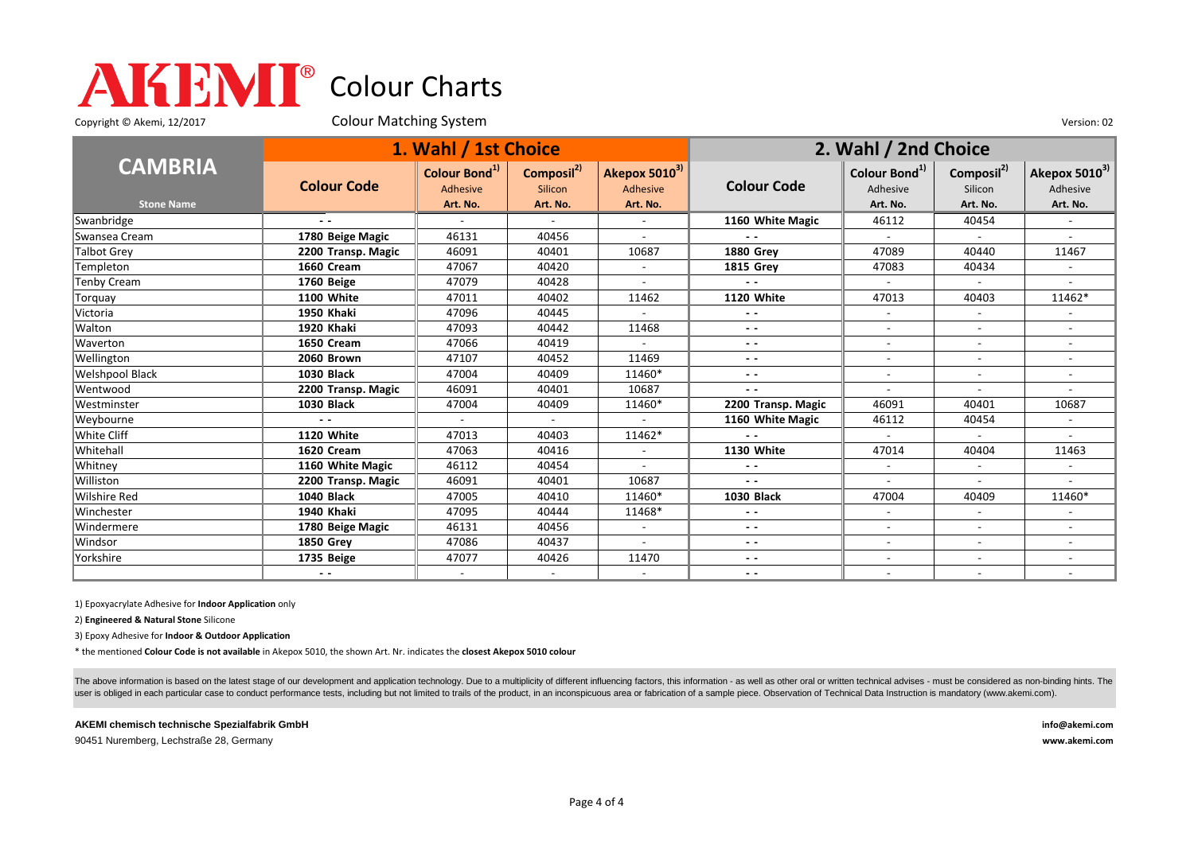# AKEMI® Colour Charts

Copyright © Akemi, 12/2017 — Colour Matching System — Version: 02

| CAMBRIA | 1. Wahl / 1st Choice | | | | 2. Wahl / 2nd Choice | | | |
|---|---|---|---|---|---|---|---|---|
| Stone Name | Colour Code | Colour Bond[1] Adhesive Art. No. | Composil[2] Silicon Art. No. | Akepox 5010[3] Adhesive Art. No. | Colour Code | Colour Bond[1] Adhesive Art. No. | Composil[2] Silicon Art. No. | Akepox 5010[3] Adhesive Art. No. |
| Swanbridge | - - | - | - | - | **1160 White Magic** | 46112 | 40454 | - |
| Swansea Cream | **1780 Beige Magic** | 46131 | 40456 | - | - - | - | - | - |
| Talbot Grey | **2200 Transp. Magic** | 46091 | 40401 | 10687 | **1880 Grey** | 47089 | 40440 | 11467 |
| Templeton | **1660 Cream** | 47067 | 40420 | - | **1815 Grey** | 47083 | 40434 | - |
| Tenby Cream | **1760 Beige** | 47079 | 40428 | - | - - | - | - | - |
| Torquay | **1100 White** | 47011 | 40402 | 11462 | **1120 White** | 47013 | 40403 | 11462* |
| Victoria | **1950 Khaki** | 47096 | 40445 | - | - - | - | - | - |
| Walton | **1920 Khaki** | 47093 | 40442 | 11468 | - - | - | - | - |
| Waverton | **1650 Cream** | 47066 | 40419 | - | - - | - | - | - |
| Wellington | **2060 Brown** | 47107 | 40452 | 11469 | - - | - | - | - |
| Welshpool Black | **1030 Black** | 47004 | 40409 | 11460* | - - | - | - | - |
| Wentwood | **2200 Transp. Magic** | 46091 | 40401 | 10687 | - - | - | - | - |
| Westminster | **1030 Black** | 47004 | 40409 | 11460* | **2200 Transp. Magic** | 46091 | 40401 | 10687 |
| Weybourne | - - | - | - | - | **1160 White Magic** | 46112 | 40454 | - |
| White Cliff | **1120 White** | 47013 | 40403 | 11462* | - - | - | - | - |
| Whitehall | **1620 Cream** | 47063 | 40416 | - | **1130 White** | 47014 | 40404 | 11463 |
| Whitney | **1160 White Magic** | 46112 | 40454 | - | - - | - | - | - |
| Williston | **2200 Transp. Magic** | 46091 | 40401 | 10687 | - - | - | - | - |
| Wilshire Red | **1040 Black** | 47005 | 40410 | 11460* | **1030 Black** | 47004 | 40409 | 11460* |
| Winchester | **1940 Khaki** | 47095 | 40444 | 11468* | - - | - | - | - |
| Windermere | **1780 Beige Magic** | 46131 | 40456 | - | - - | - | - | - |
| Windsor | **1850 Grey** | 47086 | 40437 | - | - - | - | - | - |
| Yorkshire | **1735 Beige** | 47077 | 40426 | 11470 | - - | - | - | - |
| | - - | - | - | - | - - | - | - | - |

1) Epoxyacrylate Adhesive for **Indoor Application** only

2) **Engineered & Natural Stone** Silicone

3) Epoxy Adhesive for **Indoor & Outdoor Application**

* the mentioned **Colour Code is not available** in Akepox 5010, the shown Art. Nr. indicates the **closest Akepox 5010 colour**

The above information is based on the latest stage of our development and application technology. Due to a multiplicity of different influencing factors, this information - as well as other oral or written technical advises - must be considered as non-binding hints. The user is obliged in each particular case to conduct performance tests, including but not limited to trails of the product, in an inconspicuous area or fabrication of a sample piece. Observation of Technical Data Instruction is mandatory (www.akemi.com).

**AKEMI chemisch technische Spezialfabrik GmbH**
90451 Nuremberg, Lechstraße 28, Germany

**info@akemi.com**
**www.akemi.com**